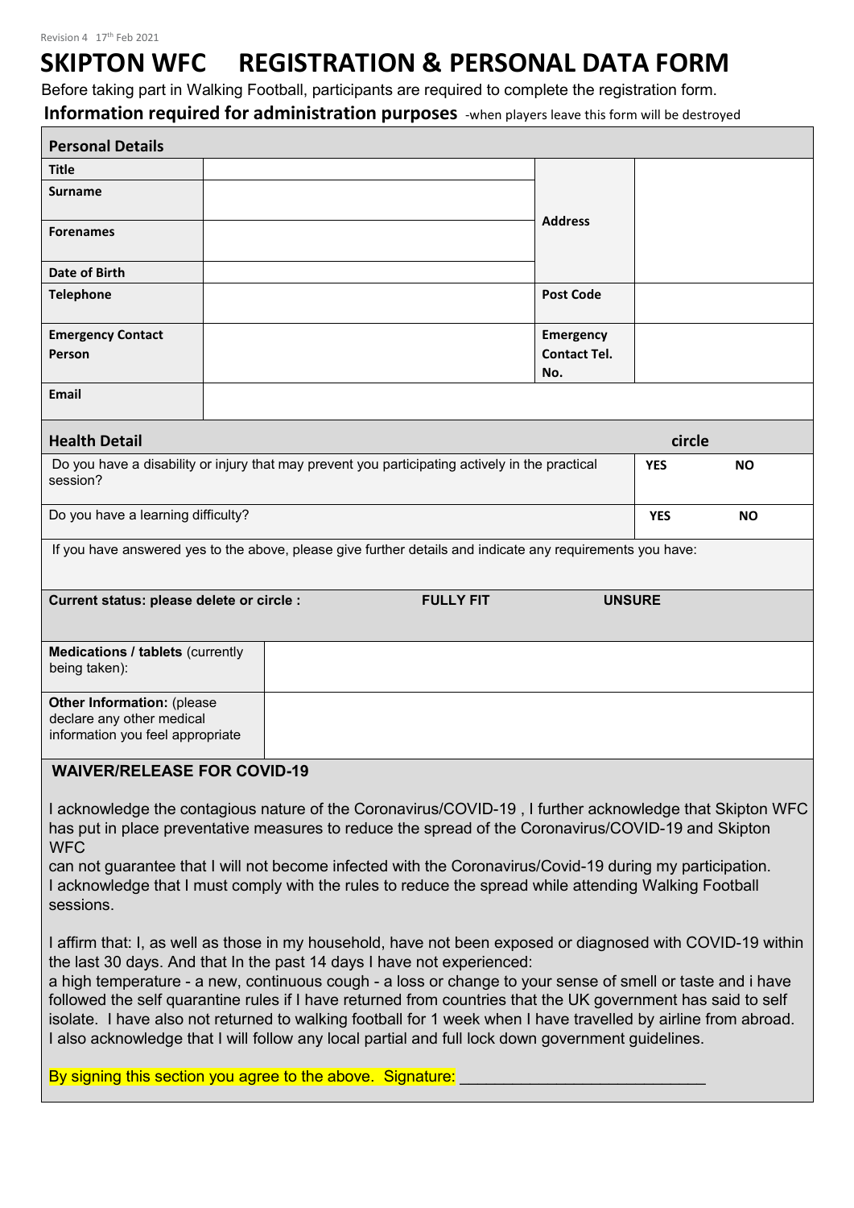Revision 4 17th Feb 2021

# SKIPTON WFC REGISTRATION & PERSONAL DATA FORM

Before taking part in Walking Football, participants are required to complete the registration form.

**Information required for administration purposes** -when players leave this form will be destroyed

| **Personal Details** | | | |
|---|---|---|---|
| **Title** | | **Address** | |
| **Surname** | | | |
| **Forenames** | | | |
| **Date of Birth** | | | |
| **Telephone** | | **Post Code** | |
| **Emergency Contact Person** | | **Emergency Contact Tel. No.** | |
| **Email** | | | |

| **Health Detail** | **circle** | |
|---|---|---|
| Do you have a disability or injury that may prevent you participating actively in the practical session? | **YES** | **NO** |
| Do you have a learning difficulty? | **YES** | **NO** |
| If you have answered yes to the above, please give further details and indicate any requirements you have: | | |
| **Current status: please delete or circle :** | **FULLY FIT** | **UNSURE** |

| | |
|---|---|
| **Medications / tablets** (currently being taken): | |
| **Other Information:** (please declare any other medical information you feel appropriate | |

## WAIVER/RELEASE FOR COVID-19

I acknowledge the contagious nature of the Coronavirus/COVID-19 , I further acknowledge that Skipton WFC has put in place preventative measures to reduce the spread of the Coronavirus/COVID-19 and Skipton WFC
can not guarantee that I will not become infected with the Coronavirus/Covid-19 during my participation. I acknowledge that I must comply with the rules to reduce the spread while attending Walking Football sessions.

I affirm that: I, as well as those in my household, have not been exposed or diagnosed with COVID-19 within the last 30 days. And that In the past 14 days I have not experienced:
a high temperature - a new, continuous cough - a loss or change to your sense of smell or taste and i have followed the self quarantine rules if I have returned from countries that the UK government has said to self isolate. I have also not returned to walking football for 1 week when I have travelled by airline from abroad. I also acknowledge that I will follow any local partial and full lock down government guidelines.

By signing this section you agree to the above. Signature: ___________________________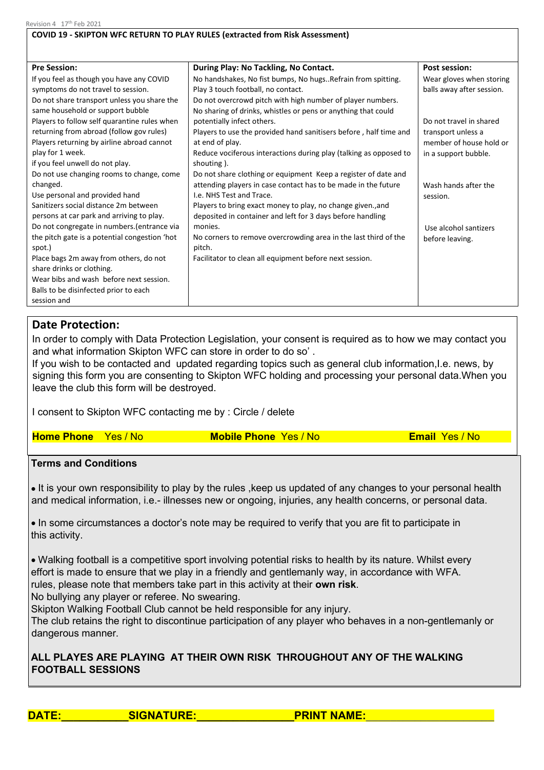Revision 4 17th Feb 2021

**COVID 19 - SKIPTON WFC RETURN TO PLAY RULES (extracted from Risk Assessment)**

| **Pre Session:** | **During Play: No Tackling, No Contact.** | **Post session:** |
|---|---|---|
| If you feel as though you have any COVID symptoms do not travel to session.<br>Do not share transport unless you share the same household or support bubble<br>Players to follow self quarantine rules when returning from abroad (follow gov rules)<br>Players returning by airline abroad cannot play for 1 week.<br>if you feel unwell do not play.<br>Do not use changing rooms to change, come changed.<br>Use personal and provided hand Sanitizers social distance 2m between persons at car park and arriving to play.<br>Do not congregate in numbers.(entrance via the pitch gate is a potential congestion 'hot spot.)<br>Place bags 2m away from others, do not share drinks or clothing.<br>Wear bibs and wash before next session.<br>Balls to be disinfected prior to each session and | No handshakes, No fist bumps, No hugs..Refrain from spitting.<br>Play 3 touch football, no contact.<br>Do not overcrowd pitch with high number of player numbers.<br>No sharing of drinks, whistles or pens or anything that could potentially infect others.<br>Players to use the provided hand sanitisers before , half time and at end of play.<br>Reduce vociferous interactions during play (talking as opposed to shouting ).<br>Do not share clothing or equipment Keep a register of date and attending players in case contact has to be made in the future I.e. NHS Test and Trace.<br>Players to bring exact money to play, no change given.,and deposited in container and left for 3 days before handling monies.<br>No corners to remove overcrowding area in the last third of the pitch.<br>Facilitator to clean all equipment before next session. | Wear gloves when storing balls away after session.<br><br>Do not travel in shared transport unless a member of house hold or in a support bubble.<br><br>Wash hands after the session.<br><br>Use alcohol santizers before leaving. |

## Date Protection:

In order to comply with Data Protection Legislation, your consent is required as to how we may contact you and what information Skipton WFC can store in order to do so' .

If you wish to be contacted and updated regarding topics such as general club information,I.e. news, by signing this form you are consenting to Skipton WFC holding and processing your personal data.When you leave the club this form will be destroyed.

I consent to Skipton WFC contacting me by : Circle / delete

**Home Phone** Yes / No  **Mobile Phone** Yes / No  **Email** Yes / No

**Terms and Conditions**

- It is your own responsibility to play by the rules ,keep us updated of any changes to your personal health and medical information, i.e.- illnesses new or ongoing, injuries, any health concerns, or personal data.
- In some circumstances a doctor's note may be required to verify that you are fit to participate in this activity.
- Walking football is a competitive sport involving potential risks to health by its nature. Whilst every effort is made to ensure that we play in a friendly and gentlemanly way, in accordance with WFA. rules, please note that members take part in this activity at their **own risk**.

No bullying any player or referee. No swearing.

Skipton Walking Football Club cannot be held responsible for any injury.

The club retains the right to discontinue participation of any player who behaves in a non-gentlemanly or dangerous manner.

**ALL PLAYES ARE PLAYING AT THEIR OWN RISK THROUGHOUT ANY OF THE WALKING FOOTBALL SESSIONS**

**DATE:**\_\_\_\_\_\_\_\_\_\_\_ **SIGNATURE:**\_\_\_\_\_\_\_\_\_\_\_\_\_\_\_ **PRINT NAME:**\_\_\_\_\_\_\_\_\_\_\_\_\_\_\_\_\_\_\_\_